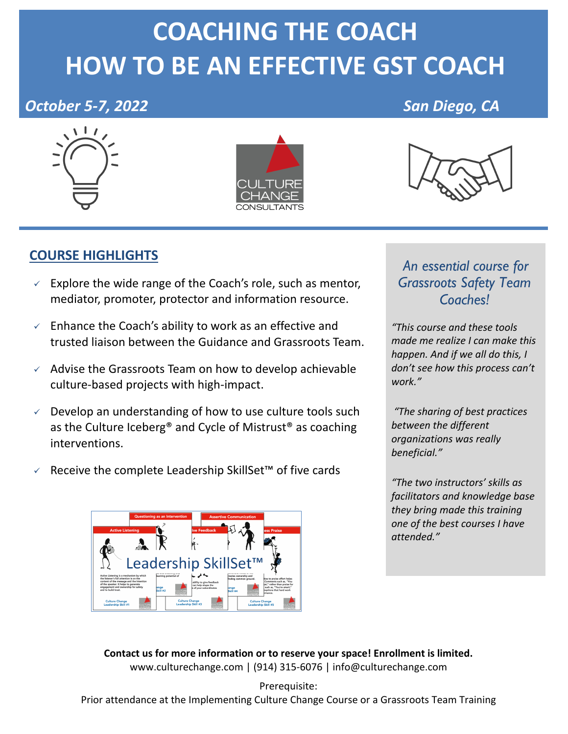# COACHING THE COACH
# HOW TO BE AN EFFECTIVE GST COACH

*October 5-7, 2022* *San Diego, CA*

CULTURE CHANGE CONSULTANTS

## COURSE HIGHLIGHTS

- Explore the wide range of the Coach's role, such as mentor, mediator, promoter, protector and information resource.
- Enhance the Coach's ability to work as an effective and trusted liaison between the Guidance and Grassroots Team.
- Advise the Grassroots Team on how to develop achievable culture-based projects with high-impact.
- Develop an understanding of how to use culture tools such as the Culture Iceberg® and Cycle of Mistrust® as coaching interventions.
- Receive the complete Leadership SkillSet™ of five cards

Leadership SkillSet™

*An essential course for Grassroots Safety Team Coaches!*

*"This course and these tools made me realize I can make this happen. And if we all do this, I don't see how this process can't work."*

*"The sharing of best practices between the different organizations was really beneficial."*

*"The two instructors' skills as facilitators and knowledge base they bring made this training one of the best courses I have attended."*

**Contact us for more information or to reserve your space! Enrollment is limited.**
www.culturechange.com | (914) 315-6076 | info@culturechange.com

Prerequisite:
Prior attendance at the Implementing Culture Change Course or a Grassroots Team Training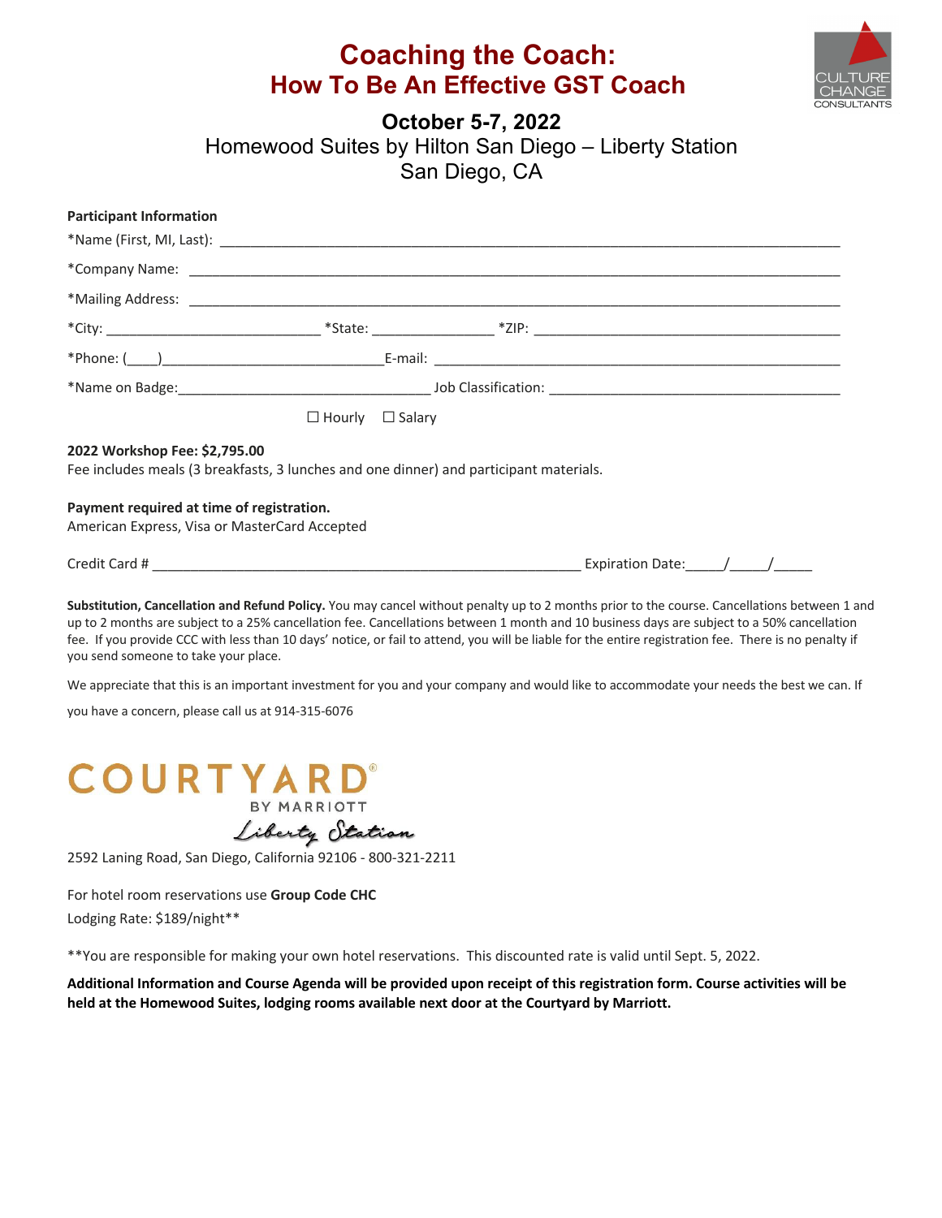# Coaching the Coach:
## How To Be An Effective GST Coach

CULTURE CHANGE CONSULTANTS

**October 5-7, 2022**

Homewood Suites by Hilton San Diego – Liberty Station
San Diego, CA

**Participant Information**

*Name (First, MI, Last): ______________________________________________

*Company Name: ______________________________________________

*Mailing Address: ______________________________________________

*City: ______________________ *State: ____________ *ZIP: ______________________

*Phone: (____)________________________ E-mail: ______________________________

*Name on Badge:________________________ Job Classification: ______________________

☐ Hourly ☐ Salary

**2022 Workshop Fee: $2,795.00**
Fee includes meals (3 breakfasts, 3 lunches and one dinner) and participant materials.

**Payment required at time of registration.**
American Express, Visa or MasterCard Accepted

Credit Card # ______________________________________________ Expiration Date:_____/_____/_____

**Substitution, Cancellation and Refund Policy.** You may cancel without penalty up to 2 months prior to the course. Cancellations between 1 and up to 2 months are subject to a 25% cancellation fee. Cancellations between 1 month and 10 business days are subject to a 50% cancellation fee. If you provide CCC with less than 10 days' notice, or fail to attend, you will be liable for the entire registration fee. There is no penalty if you send someone to take your place.

We appreciate that this is an important investment for you and your company and would like to accommodate your needs the best we can. If you have a concern, please call us at 914-315-6076

COURTYARD® BY MARRIOTT
Liberty Station

2592 Laning Road, San Diego, California 92106 - 800-321-2211

For hotel room reservations use **Group Code CHC**
Lodging Rate: $189/night**

**You are responsible for making your own hotel reservations. This discounted rate is valid until Sept. 5, 2022.

**Additional Information and Course Agenda will be provided upon receipt of this registration form. Course activities will be held at the Homewood Suites, lodging rooms available next door at the Courtyard by Marriott.**